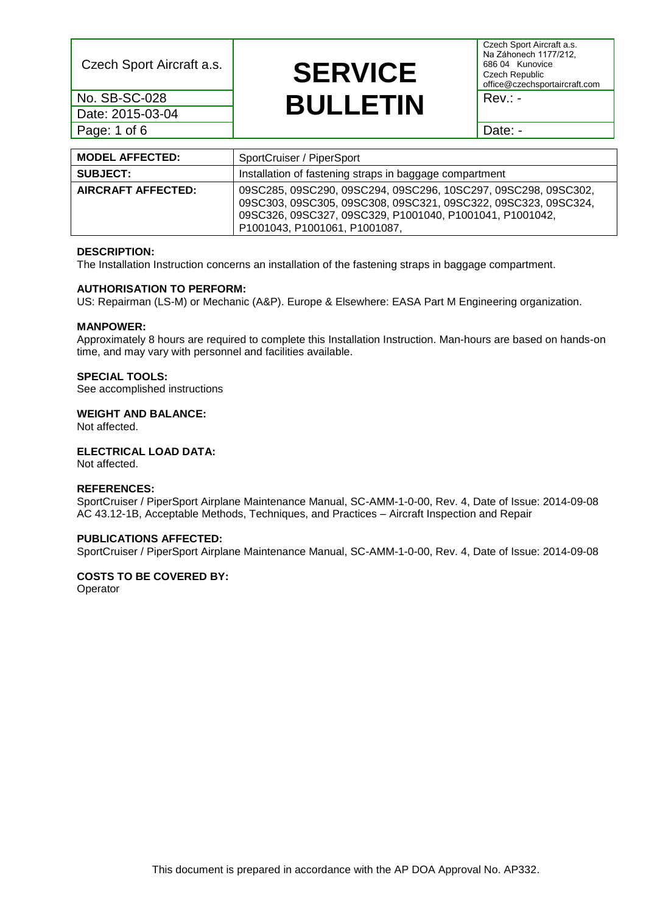| Czech Sport Aircraft a.s. | **SERVICE BULLETIN** | Czech Sport Aircraft a.s.<br>Na Záhonech 1177/212,<br>686 04 Kunovice<br>Czech Republic<br>office@czechsportaircraft.com |
|---|---|---|
| No. SB-SC-028 | | Rev.: - |
| Date: 2015-03-04 | | |
| | | Date: - |

| **MODEL AFFECTED:** | SportCruiser / PiperSport |
|---|---|
| **SUBJECT:** | Installation of fastening straps in baggage compartment |
| **AIRCRAFT AFFECTED:** | 09SC285, 09SC290, 09SC294, 09SC296, 10SC297, 09SC298, 09SC302, 09SC303, 09SC305, 09SC308, 09SC321, 09SC322, 09SC323, 09SC324, 09SC326, 09SC327, 09SC329, P1001040, P1001041, P1001042, P1001043, P1001061, P1001087, |

**DESCRIPTION:**

The Installation Instruction concerns an installation of the fastening straps in baggage compartment.

**AUTHORISATION TO PERFORM:**

US: Repairman (LS-M) or Mechanic (A&P). Europe & Elsewhere: EASA Part M Engineering organization.

**MANPOWER:**

Approximately 8 hours are required to complete this Installation Instruction. Man-hours are based on hands-on time, and may vary with personnel and facilities available.

**SPECIAL TOOLS:**

See accomplished instructions

**WEIGHT AND BALANCE:**

Not affected.

**ELECTRICAL LOAD DATA:**

Not affected.

**REFERENCES:**

SportCruiser / PiperSport Airplane Maintenance Manual, SC-AMM-1-0-00, Rev. 4, Date of Issue: 2014-09-08

AC 43.12-1B, Acceptable Methods, Techniques, and Practices – Aircraft Inspection and Repair

**PUBLICATIONS AFFECTED:**

SportCruiser / PiperSport Airplane Maintenance Manual, SC-AMM-1-0-00, Rev. 4, Date of Issue: 2014-09-08

**COSTS TO BE COVERED BY:**

Operator

This document is prepared in accordance with the AP DOA Approval No. AP332.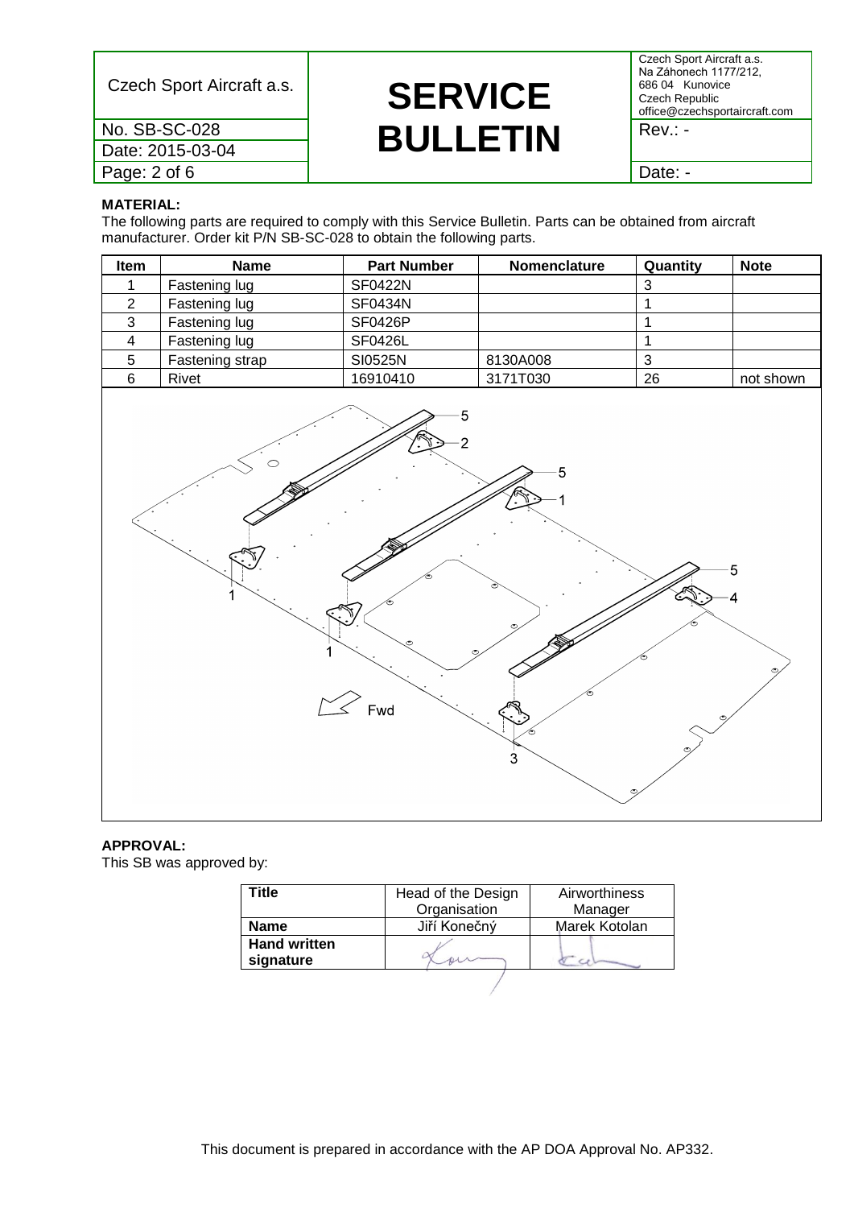**MATERIAL:**

The following parts are required to comply with this Service Bulletin. Parts can be obtained from aircraft manufacturer. Order kit P/N SB-SC-028 to obtain the following parts.

| Item | Name | Part Number | Nomenclature | Quantity | Note |
|---|---|---|---|---|---|
| 1 | Fastening lug | SF0422N | | 3 | |
| 2 | Fastening lug | SF0434N | | 1 | |
| 3 | Fastening lug | SF0426P | | 1 | |
| 4 | Fastening lug | SF0426L | | 1 | |
| 5 | Fastening strap | SI0525N | 8130A008 | 3 | |
| 6 | Rivet | 16910410 | 3171T030 | 26 | not shown |

**APPROVAL:**

This SB was approved by:

| Title | Head of the Design Organisation | Airworthiness Manager |
|---|---|---|
| Name | Jiří Konečný | Marek Kotolan |
| Hand written signature | | |

This document is prepared in accordance with the AP DOA Approval No. AP332.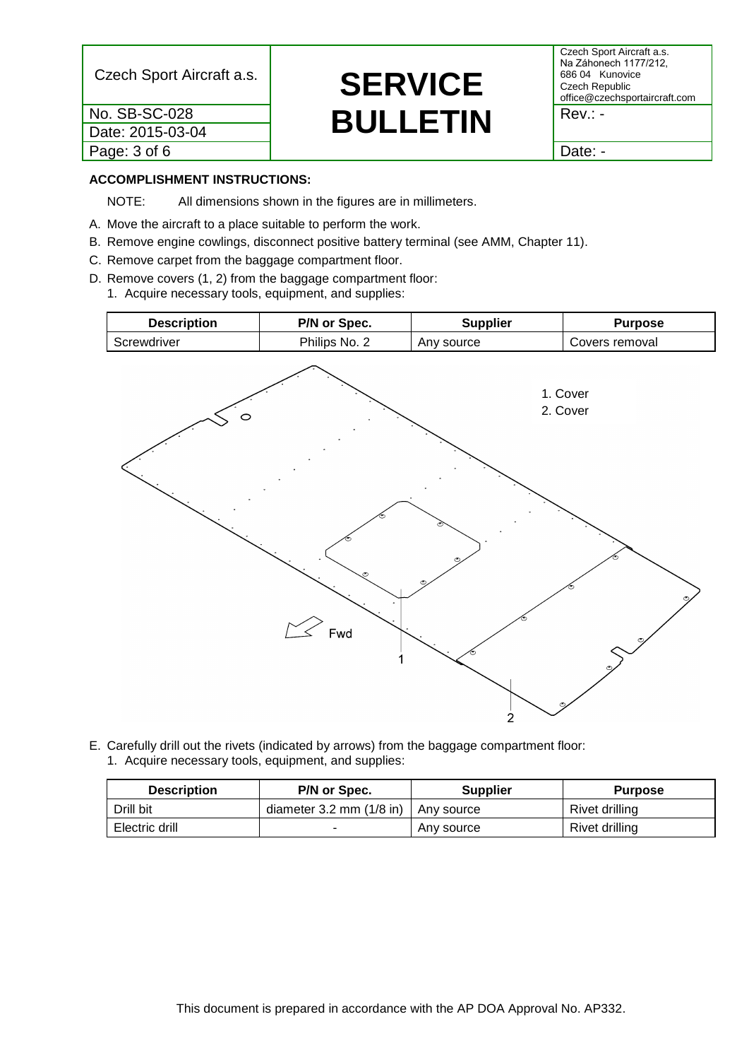**ACCOMPLISHMENT INSTRUCTIONS:**

NOTE: All dimensions shown in the figures are in millimeters.

A. Move the aircraft to a place suitable to perform the work.
B. Remove engine cowlings, disconnect positive battery terminal (see AMM, Chapter 11).
C. Remove carpet from the baggage compartment floor.
D. Remove covers (1, 2) from the baggage compartment floor:
   1. Acquire necessary tools, equipment, and supplies:

| Description | P/N or Spec. | Supplier | Purpose |
|---|---|---|---|
| Screwdriver | Philips No. 2 | Any source | Covers removal |

1. Cover
2. Cover

E. Carefully drill out the rivets (indicated by arrows) from the baggage compartment floor:
   1. Acquire necessary tools, equipment, and supplies:

| Description | P/N or Spec. | Supplier | Purpose |
|---|---|---|---|
| Drill bit | diameter 3.2 mm (1/8 in) | Any source | Rivet drilling |
| Electric drill | - | Any source | Rivet drilling |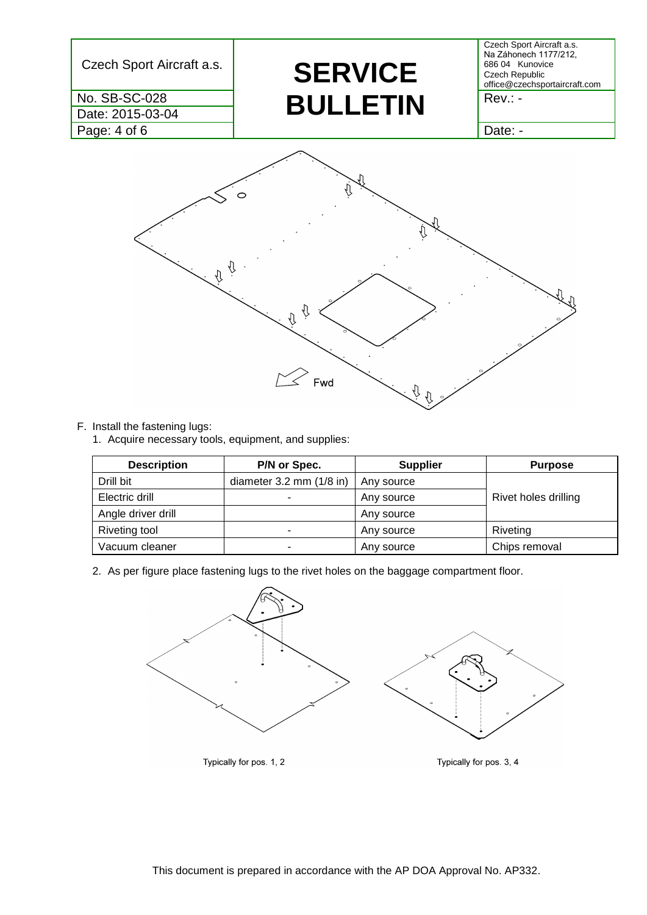Fwd

F. Install the fastening lugs:

1. Acquire necessary tools, equipment, and supplies:

| Description | P/N or Spec. | Supplier | Purpose |
|---|---|---|---|
| Drill bit | diameter 3.2 mm (1/8 in) | Any source | Rivet holes drilling |
| Electric drill | - | Any source | |
| Angle driver drill | | Any source | |
| Riveting tool | - | Any source | Riveting |
| Vacuum cleaner | - | Any source | Chips removal |

2. As per figure place fastening lugs to the rivet holes on the baggage compartment floor.

Typically for pos. 1, 2

Typically for pos. 3, 4

This document is prepared in accordance with the AP DOA Approval No. AP332.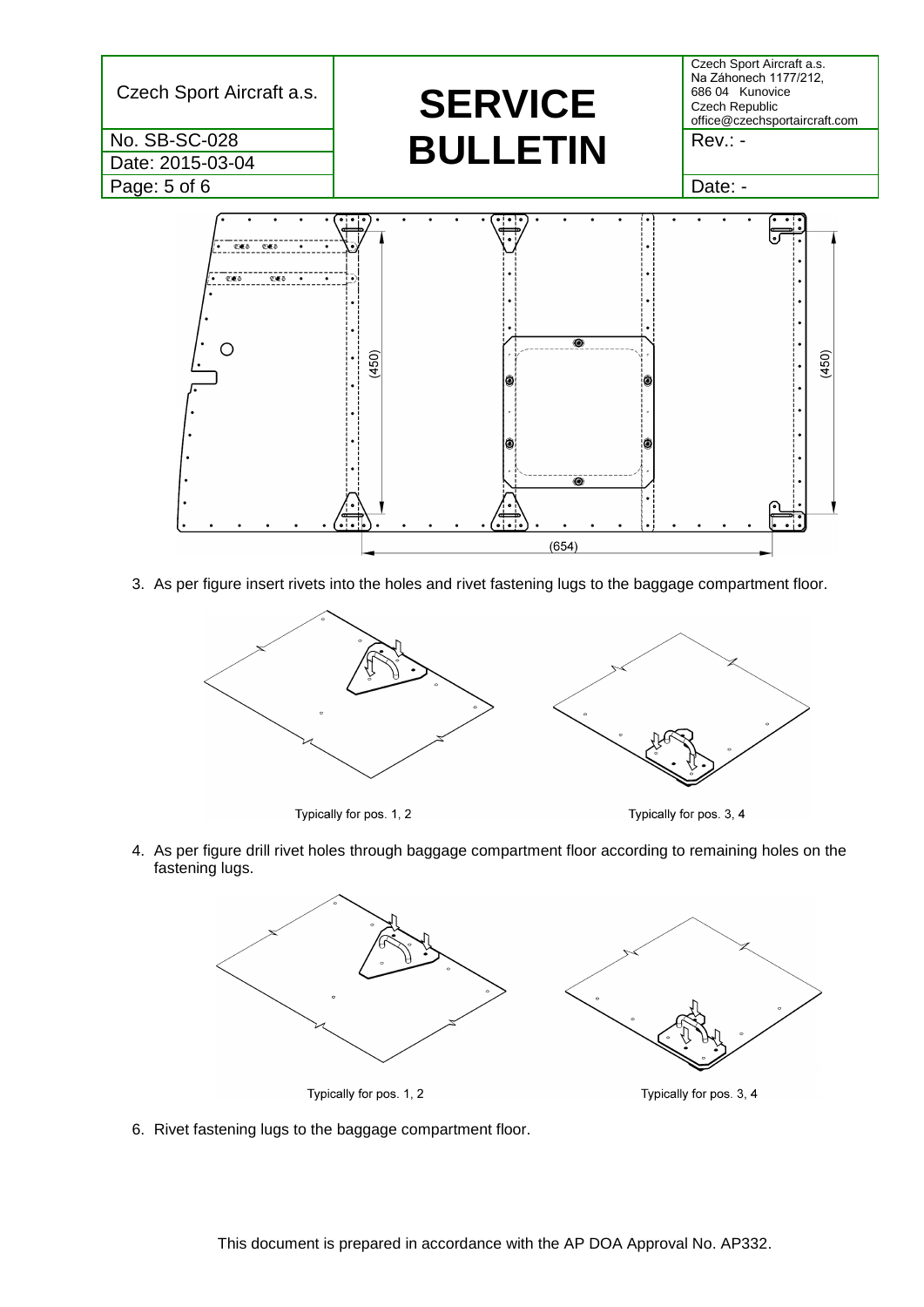(450)

(450)

(654)

3. As per figure insert rivets into the holes and rivet fastening lugs to the baggage compartment floor.

Typically for pos. 1, 2

Typically for pos. 3, 4

4. As per figure drill rivet holes through baggage compartment floor according to remaining holes on the fastening lugs.

Typically for pos. 1, 2

Typically for pos. 3, 4

6. Rivet fastening lugs to the baggage compartment floor.

This document is prepared in accordance with the AP DOA Approval No. AP332.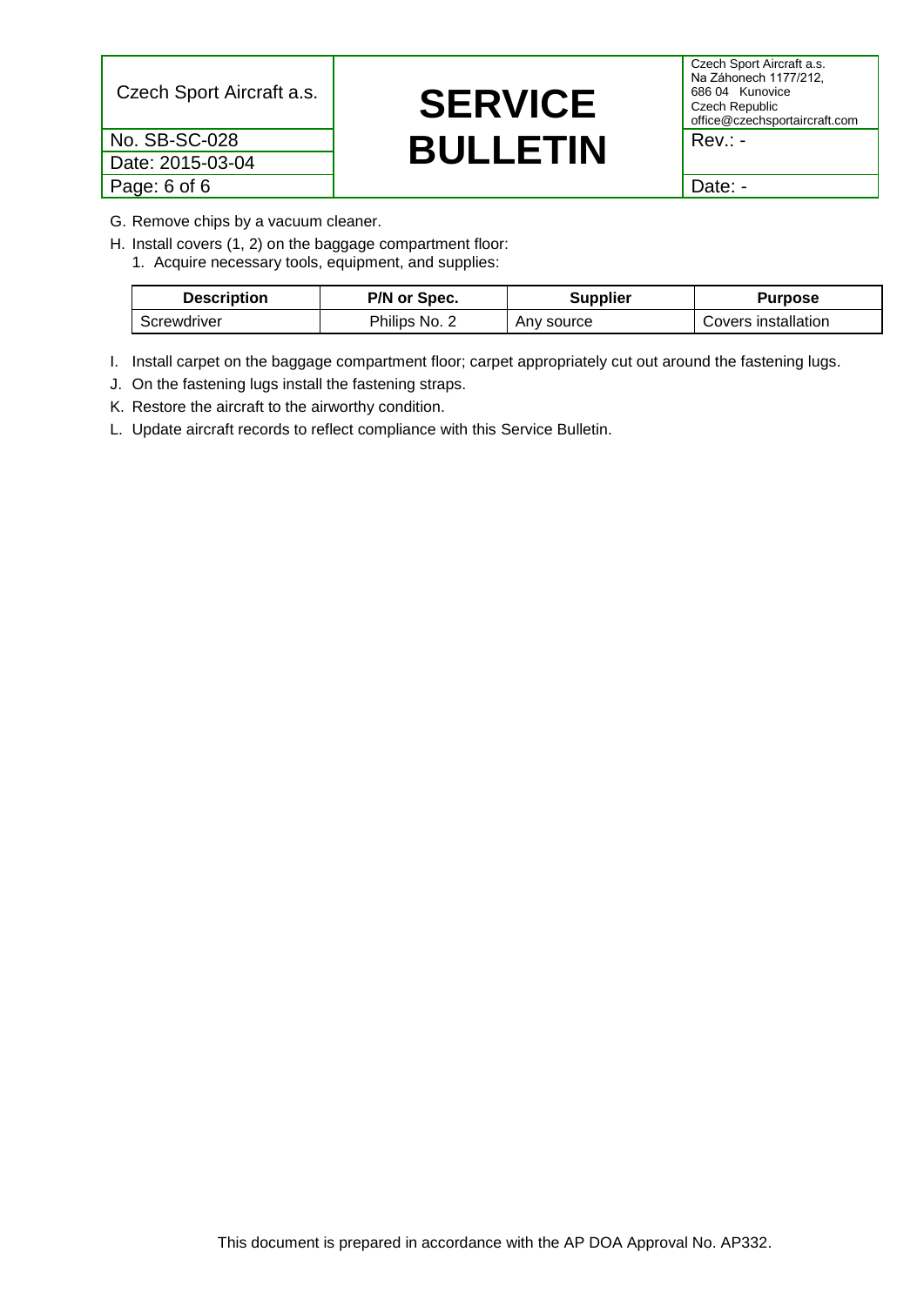G. Remove chips by a vacuum cleaner.

H. Install covers (1, 2) on the baggage compartment floor:

1. Acquire necessary tools, equipment, and supplies:

| Description | P/N or Spec. | Supplier | Purpose |
|---|---|---|---|
| Screwdriver | Philips No. 2 | Any source | Covers installation |

I. Install carpet on the baggage compartment floor; carpet appropriately cut out around the fastening lugs.

J. On the fastening lugs install the fastening straps.

K. Restore the aircraft to the airworthy condition.

L. Update aircraft records to reflect compliance with this Service Bulletin.

This document is prepared in accordance with the AP DOA Approval No. AP332.